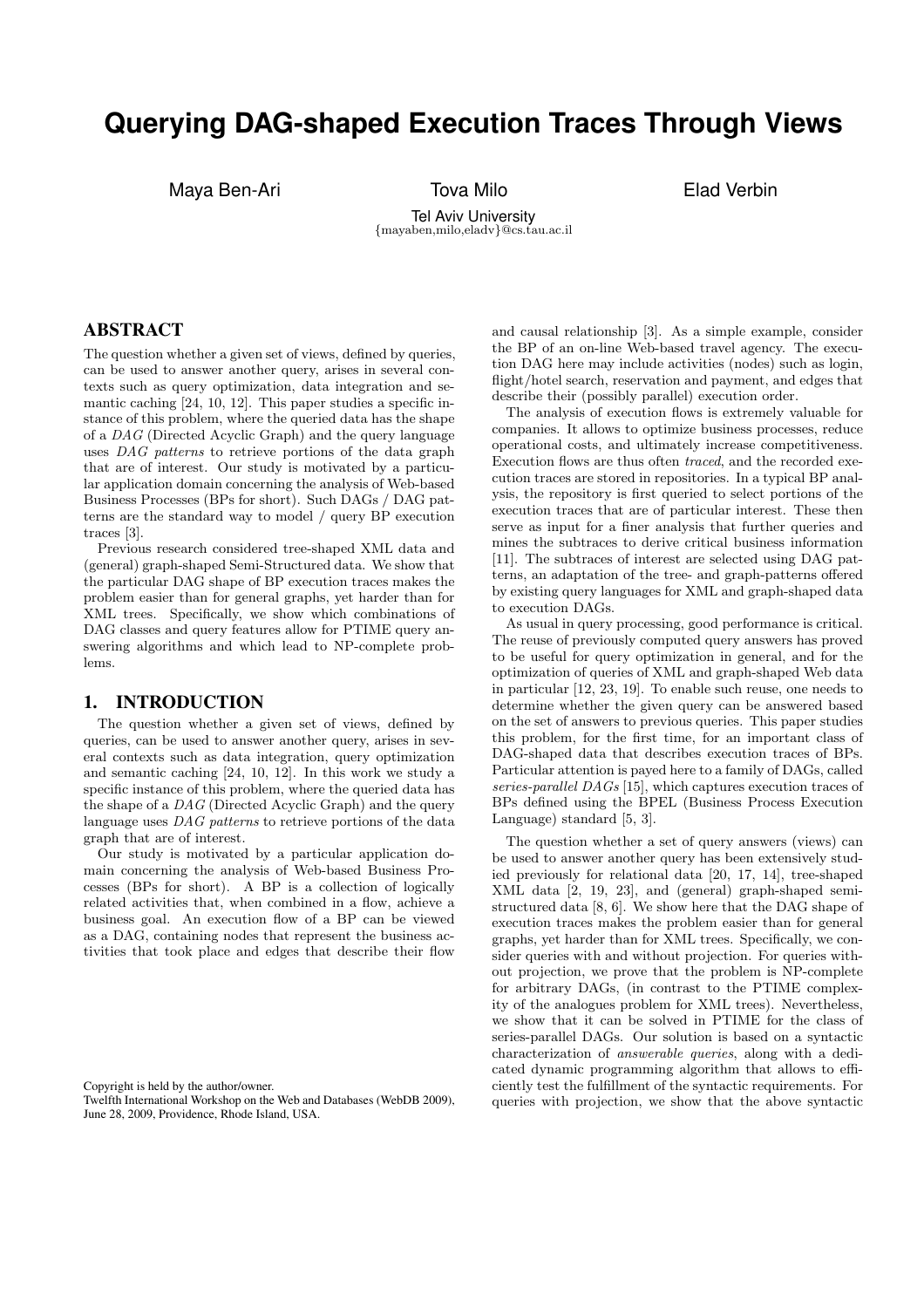# Querying DAG-shaped Execution Traces Through Views

Maya Ben-Ari  Tova Milo  Elad Verbin

Tel Aviv University
{mayaben,milo,eladv}@cs.tau.ac.il

## ABSTRACT

The question whether a given set of views, defined by queries, can be used to answer another query, arises in several contexts such as query optimization, data integration and semantic caching [24, 10, 12]. This paper studies a specific instance of this problem, where the queried data has the shape of a *DAG* (Directed Acyclic Graph) and the query language uses *DAG patterns* to retrieve portions of the data graph that are of interest. Our study is motivated by a particular application domain concerning the analysis of Web-based Business Processes (BPs for short). Such DAGs / DAG patterns are the standard way to model / query BP execution traces [3].

Previous research considered tree-shaped XML data and (general) graph-shaped Semi-Structured data. We show that the particular DAG shape of BP execution traces makes the problem easier than for general graphs, yet harder than for XML trees. Specifically, we show which combinations of DAG classes and query features allow for PTIME query answering algorithms and which lead to NP-complete problems.

## 1. INTRODUCTION

The question whether a given set of views, defined by queries, can be used to answer another query, arises in several contexts such as data integration, query optimization and semantic caching [24, 10, 12]. In this work we study a specific instance of this problem, where the queried data has the shape of a *DAG* (Directed Acyclic Graph) and the query language uses *DAG patterns* to retrieve portions of the data graph that are of interest.

Our study is motivated by a particular application domain concerning the analysis of Web-based Business Processes (BPs for short). A BP is a collection of logically related activities that, when combined in a flow, achieve a business goal. An execution flow of a BP can be viewed as a DAG, containing nodes that represent the business activities that took place and edges that describe their flow and causal relationship [3]. As a simple example, consider the BP of an on-line Web-based travel agency. The execution DAG here may include activities (nodes) such as login, flight/hotel search, reservation and payment, and edges that describe their (possibly parallel) execution order.

The analysis of execution flows is extremely valuable for companies. It allows to optimize business processes, reduce operational costs, and ultimately increase competitiveness. Execution flows are thus often *traced*, and the recorded execution traces are stored in repositories. In a typical BP analysis, the repository is first queried to select portions of the execution traces that are of particular interest. These then serve as input for a finer analysis that further queries and mines the subtraces to derive critical business information [11]. The subtraces of interest are selected using DAG patterns, an adaptation of the tree- and graph-patterns offered by existing query languages for XML and graph-shaped data to execution DAGs.

As usual in query processing, good performance is critical. The reuse of previously computed query answers has proved to be useful for query optimization in general, and for the optimization of queries of XML and graph-shaped Web data in particular [12, 23, 19]. To enable such reuse, one needs to determine whether the given query can be answered based on the set of answers to previous queries. This paper studies this problem, for the first time, for an important class of DAG-shaped data that describes execution traces of BPs. Particular attention is payed here to a family of DAGs, called *series-parallel DAGs* [15], which captures execution traces of BPs defined using the BPEL (Business Process Execution Language) standard [5, 3].

The question whether a set of query answers (views) can be used to answer another query has been extensively studied previously for relational data [20, 17, 14], tree-shaped XML data [2, 19, 23], and (general) graph-shaped semi-structured data [8, 6]. We show here that the DAG shape of execution traces makes the problem easier than for general graphs, yet harder than for XML trees. Specifically, we consider queries with and without projection. For queries without projection, we prove that the problem is NP-complete for arbitrary DAGs, (in contrast to the PTIME complexity of the analogues problem for XML trees). Nevertheless, we show that it can be solved in PTIME for the class of series-parallel DAGs. Our solution is based on a syntactic characterization of *answerable queries*, along with a dedicated dynamic programming algorithm that allows to efficiently test the fulfillment of the syntactic requirements. For queries with projection, we show that the above syntactic

Copyright is held by the author/owner.
Twelfth International Workshop on the Web and Databases (WebDB 2009), June 28, 2009, Providence, Rhode Island, USA.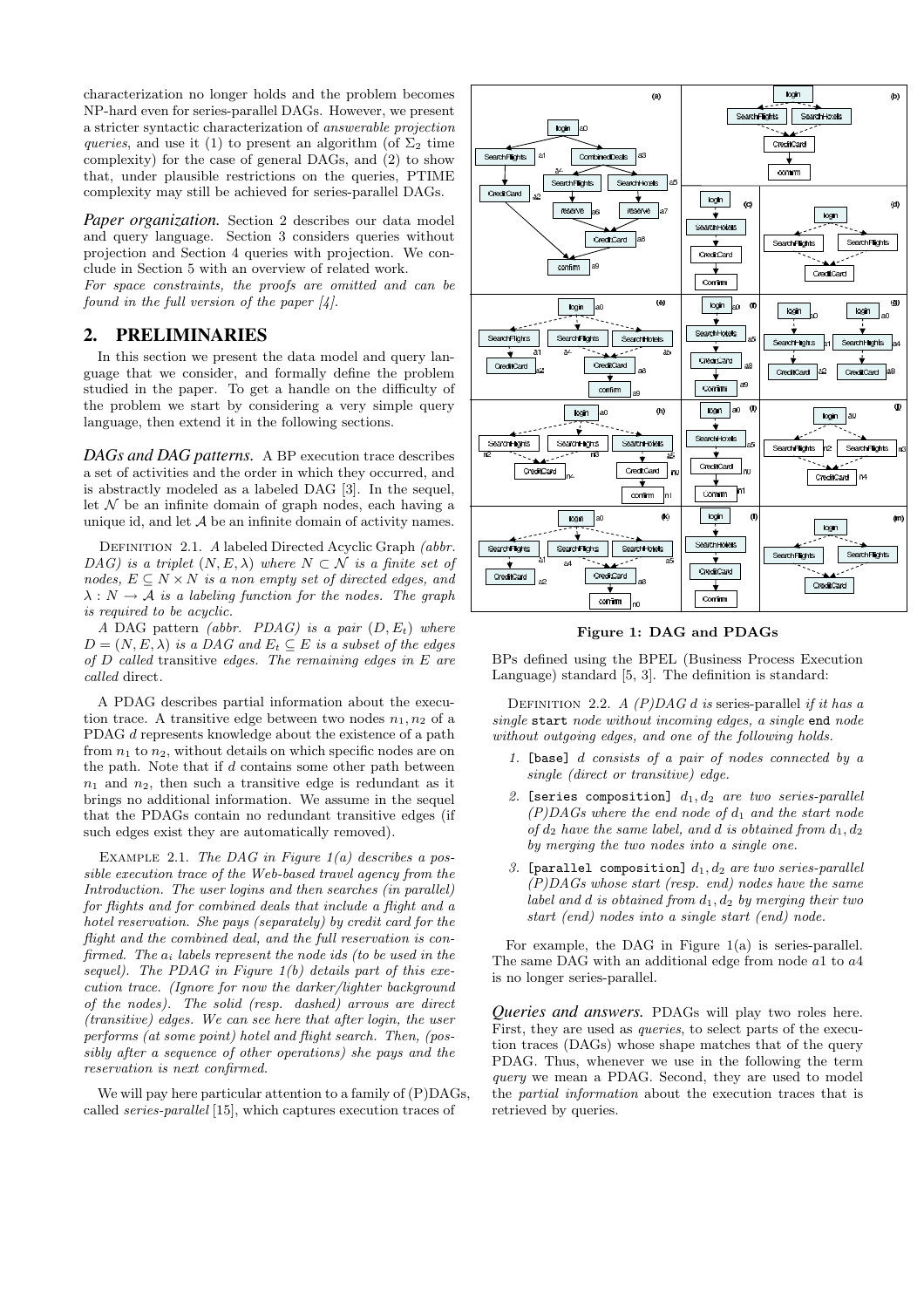characterization no longer holds and the problem becomes NP-hard even for series-parallel DAGs. However, we present a stricter syntactic characterization of *answerable projection queries*, and use it (1) to present an algorithm (of $\Sigma_2$ time complexity) for the case of general DAGs, and (2) to show that, under plausible restrictions on the queries, PTIME complexity may still be achieved for series-parallel DAGs.

***Paper organization.*** Section 2 describes our data model and query language. Section 3 considers queries without projection and Section 4 queries with projection. We conclude in Section 5 with an overview of related work. *For space constraints, the proofs are omitted and can be found in the full version of the paper [4].*

## 2. PRELIMINARIES

In this section we present the data model and query language that we consider, and formally define the problem studied in the paper. To get a handle on the difficulty of the problem we start by considering a very simple query language, then extend it in the following sections.

***DAGs and DAG patterns.*** A BP execution trace describes a set of activities and the order in which they occurred, and is abstractly modeled as a labeled DAG [3]. In the sequel, let $\mathcal{N}$ be an infinite domain of graph nodes, each having a unique id, and let $\mathcal{A}$ be an infinite domain of activity names.

Definition 2.1. *A* labeled Directed Acyclic Graph *(abbr. DAG) is a triplet $(N, E, \lambda)$ where $N \subset \mathcal{N}$ is a finite set of nodes, $E \subseteq N \times N$ is a non empty set of directed edges, and $\lambda : N \rightarrow \mathcal{A}$ is a labeling function for the nodes. The graph is required to be acyclic.*

*A DAG pattern (abbr. PDAG) is a pair $(D, E_t)$ where $D = (N, E, \lambda)$ is a DAG and $E_t \subseteq E$ is a subset of the edges of $D$ called* transitive *edges. The remaining edges in $E$ are called* direct.

A PDAG describes partial information about the execution trace. A transitive edge between two nodes $n_1, n_2$ of a PDAG $d$ represents knowledge about the existence of a path from $n_1$ to $n_2$, without details on which specific nodes are on the path. Note that if $d$ contains some other path between $n_1$ and $n_2$, then such a transitive edge is redundant as it brings no additional information. We assume in the sequel that the PDAGs contain no redundant transitive edges (if such edges exist they are automatically removed).

Example 2.1. *The DAG in Figure 1(a) describes a possible execution trace of the Web-based travel agency from the Introduction. The user logins and then searches (in parallel) for flights and for combined deals that include a flight and a hotel reservation. She pays (separately) by credit card for the flight and the combined deal, and the full reservation is confirmed. The $a_i$ labels represent the node ids (to be used in the sequel). The PDAG in Figure 1(b) details part of this execution trace. (Ignore for now the darker/lighter background of the nodes). The solid (resp. dashed) arrows are direct (transitive) edges. We can see here that after login, the user performs (at some point) hotel and flight search. Then, (possibly after a sequence of other operations) she pays and the reservation is next confirmed.*

We will pay here particular attention to a family of (P)DAGs, called *series-parallel* [15], which captures execution traces of BPs defined using the BPEL (Business Process Execution Language) standard [5, 3]. The definition is standard:

Figure 1: DAG and PDAGs

Definition 2.2. *A (P)DAG $d$ is* series-parallel *if it has a single* `start` *node without incoming edges, a single* `end` *node without outgoing edges, and one of the following holds.*

1. `[base]` *$d$ consists of a pair of nodes connected by a single (direct or transitive) edge.*
2. `[series composition]` *$d_1, d_2$ are two series-parallel (P)DAGs where the end node of $d_1$ and the start node of $d_2$ have the same label, and $d$ is obtained from $d_1, d_2$ by merging the two nodes into a single one.*
3. `[parallel composition]` *$d_1, d_2$ are two series-parallel (P)DAGs whose start (resp. end) nodes have the same label and $d$ is obtained from $d_1, d_2$ by merging their two start (end) nodes into a single start (end) node.*

For example, the DAG in Figure 1(a) is series-parallel. The same DAG with an additional edge from node $a1$ to $a4$ is no longer series-parallel.

***Queries and answers.*** PDAGs will play two roles here. First, they are used as *queries*, to select parts of the execution traces (DAGs) whose shape matches that of the query PDAG. Thus, whenever we use in the following the term *query* we mean a PDAG. Second, they are used to model the *partial information* about the execution traces that is retrieved by queries.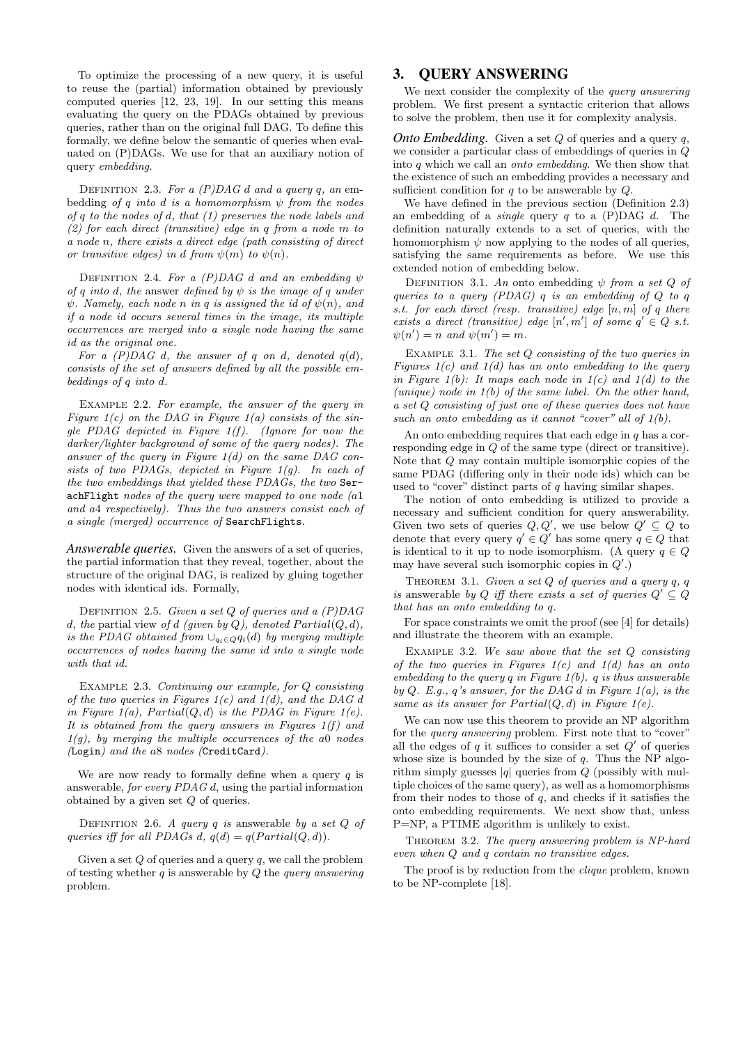To optimize the processing of a new query, it is useful to reuse the (partial) information obtained by previously computed queries [12, 23, 19]. In our setting this means evaluating the query on the PDAGs obtained by previous queries, rather than on the original full DAG. To define this formally, we define below the semantic of queries when evaluated on (P)DAGs. We use for that an auxiliary notion of query *embedding*.

Definition 2.3. *For a (P)DAG $d$ and a query $q$, an* embedding *of $q$ into $d$ is a homomorphism $\psi$ from the nodes of $q$ to the nodes of $d$, that (1) preserves the node labels and (2) for each direct (transitive) edge in $q$ from a node $m$ to a node $n$, there exists a direct edge (path consisting of direct or transitive edges) in $d$ from $\psi(m)$ to $\psi(n)$.*

Definition 2.4. *For a (P)DAG $d$ and an embedding $\psi$ of $q$ into $d$, the* answer *defined by $\psi$ is the image of $q$ under $\psi$. Namely, each node $n$ in $q$ is assigned the id of $\psi(n)$, and if a node id occurs several times in the image, its multiple occurrences are merged into a single node having the same id as the original one.*

*For a (P)DAG $d$, the answer of $q$ on $d$, denoted $q(d)$, consists of the set of answers defined by all the possible embeddings of $q$ into $d$.*

Example 2.2. *For example, the answer of the query in Figure 1(c) on the DAG in Figure 1(a) consists of the single PDAG depicted in Figure 1(f). (Ignore for now the darker/lighter background of some of the query nodes). The answer of the query in Figure 1(d) on the same DAG consists of two PDAGs, depicted in Figure 1(g). In each of the two embeddings that yielded these PDAGs, the two* `SearchFlight` *nodes of the query were mapped to one node (a1 and a4 respectively). Thus the two answers consist each of a single (merged) occurrence of* `SearchFlights`*.*

***Answerable queries.*** Given the answers of a set of queries, the partial information that they reveal, together, about the structure of the original DAG, is realized by gluing together nodes with identical ids. Formally,

Definition 2.5. *Given a set $Q$ of queries and a (P)DAG $d$, the* partial view *of $d$ (given by $Q$), denoted $Partial(Q, d)$, is the PDAG obtained from $\cup_{q_i \in Q} q_i(d)$ by merging multiple occurrences of nodes having the same id into a single node with that id.*

Example 2.3. *Continuing our example, for $Q$ consisting of the two queries in Figures 1(c) and 1(d), and the DAG $d$ in Figure 1(a), $Partial(Q, d)$ is the PDAG in Figure 1(e). It is obtained from the query answers in Figures 1(f) and 1(g), by merging the multiple occurrences of the a0 nodes (*`Login`*) and the a8 nodes (*`CreditCard`*).*

We are now ready to formally define when a query $q$ is answerable, *for every PDAG d*, using the partial information obtained by a given set $Q$ of queries.

Definition 2.6. *A query $q$ is* answerable *by a set $Q$ of queries iff for all PDAGs $d$, $q(d) = q(Partial(Q, d))$.*

Given a set $Q$ of queries and a query $q$, we call the problem of testing whether $q$ is answerable by $Q$ the *query answering* problem.

# 3. QUERY ANSWERING

We next consider the complexity of the *query answering* problem. We first present a syntactic criterion that allows to solve the problem, then use it for complexity analysis.

***Onto Embedding.*** Given a set $Q$ of queries and a query $q$, we consider a particular class of embeddings of queries in $Q$ into $q$ which we call an *onto embedding*. We then show that the existence of such an embedding provides a necessary and sufficient condition for $q$ to be answerable by $Q$.

We have defined in the previous section (Definition 2.3) an embedding of a *single* query $q$ to a (P)DAG $d$. The definition naturally extends to a set of queries, with the homomorphism $\psi$ now applying to the nodes of all queries, satisfying the same requirements as before. We use this extended notion of embedding below.

Definition 3.1. *An* onto embedding *$\psi$ from a set $Q$ of queries to a query (PDAG) $q$ is an embedding of $Q$ to $q$ s.t. for each direct (resp. transitive) edge $[n, m]$ of $q$ there exists a direct (transitive) edge $[n', m']$ of some $q' \in Q$ s.t. $\psi(n') = n$ and $\psi(m') = m$.*

Example 3.1. *The set $Q$ consisting of the two queries in Figures 1(c) and 1(d) has an onto embedding to the query in Figure 1(b): It maps each node in 1(c) and 1(d) to the (unique) node in 1(b) of the same label. On the other hand, a set $Q$ consisting of just one of these queries does not have such an onto embedding as it cannot "cover" all of 1(b).*

An onto embedding requires that each edge in $q$ has a corresponding edge in $Q$ of the same type (direct or transitive). Note that $Q$ may contain multiple isomorphic copies of the same PDAG (differing only in their node ids) which can be used to "cover" distinct parts of $q$ having similar shapes.

The notion of onto embedding is utilized to provide a necessary and sufficient condition for query answerability. Given two sets of queries $Q, Q'$, we use below $Q' \subseteq Q$ to denote that every query $q' \in Q'$ has some query $q \in Q$ that is identical to it up to node isomorphism. (A query $q \in Q$ may have several such isomorphic copies in $Q'$.)

Theorem 3.1. *Given a set $Q$ of queries and a query $q$, $q$ is* answerable *by $Q$ iff there exists a set of queries $Q' \subseteq Q$ that has an onto embedding to $q$.*

For space constraints we omit the proof (see [4] for details) and illustrate the theorem with an example.

Example 3.2. *We saw above that the set $Q$ consisting of the two queries in Figures 1(c) and 1(d) has an onto embedding to the query $q$ in Figure 1(b). $q$ is thus answerable by $Q$. E.g., $q$'s answer, for the DAG $d$ in Figure 1(a), is the same as its answer for $Partial(Q, d)$ in Figure 1(e).*

We can now use this theorem to provide an NP algorithm for the *query answering* problem. First note that to "cover" all the edges of $q$ it suffices to consider a set $Q'$ of queries whose size is bounded by the size of $q$. Thus the NP algorithm simply guesses $|q|$ queries from $Q$ (possibly with multiple choices of the same query), as well as a homomorphisms from their nodes to those of $q$, and checks if it satisfies the onto embedding requirements. We next show that, unless P=NP, a PTIME algorithm is unlikely to exist.

Theorem 3.2. *The query answering problem is NP-hard even when $Q$ and $q$ contain no transitive edges.*

The proof is by reduction from the *clique* problem, known to be NP-complete [18].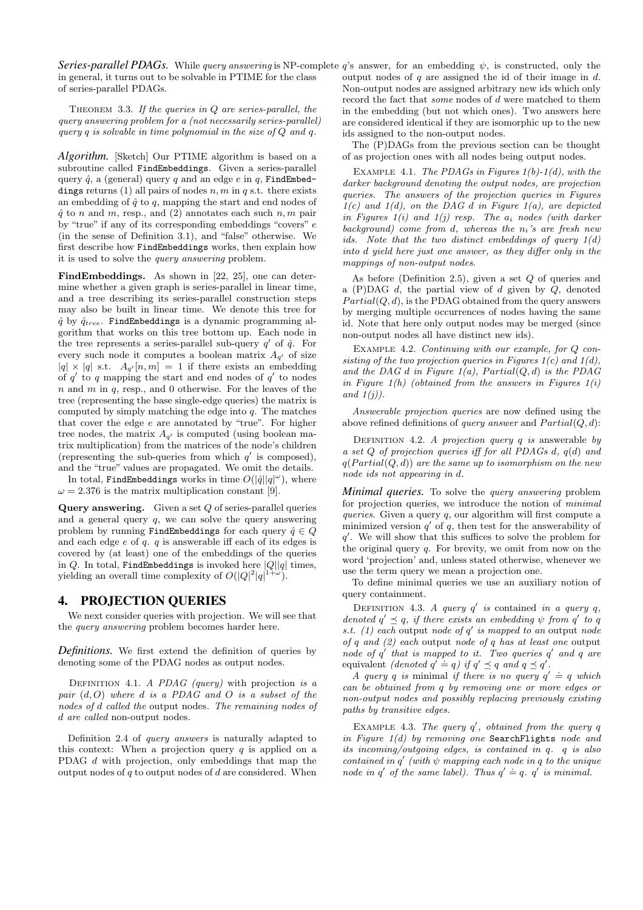***Series-parallel PDAGs.*** While *query answering* is NP-complete in general, it turns out to be solvable in PTIME for the class of series-parallel PDAGs.

THEOREM 3.3. *If the queries in $Q$ are series-parallel, the query answering problem for a (not necessarily series-parallel) query $q$ is solvable in time polynomial in the size of $Q$ and $q$.*

***Algorithm.*** [Sketch] Our PTIME algorithm is based on a subroutine called `FindEmbeddings`. Given a series-parallel query $\hat{q}$, a (general) query $q$ and an edge $e$ in $q$, `FindEmbeddings` returns (1) all pairs of nodes $n, m$ in $q$ s.t. there exists an embedding of $\hat{q}$ to $q$, mapping the start and end nodes of $\hat{q}$ to $n$ and $m$, resp., and (2) annotates each such $n, m$ pair by "true" if any of its corresponding embeddings "covers" $e$ (in the sense of Definition 3.1), and "false" otherwise. We first describe how `FindEmbeddings` works, then explain how it is used to solve the *query answering* problem.

**FindEmbeddings.** As shown in [22, 25], one can determine whether a given graph is series-parallel in linear time, and a tree describing its series-parallel construction steps may also be built in linear time. We denote this tree for $\hat{q}$ by $\hat{q}_{tree}$. `FindEmbeddings` is a dynamic programming algorithm that works on this tree bottom up. Each node in the tree represents a series-parallel sub-query $q'$ of $\hat{q}$. For every such node it computes a boolean matrix $A_{q'}$ of size $|q| \times |q|$ s.t. $A_{q'}[n, m] = 1$ if there exists an embedding of $q'$ to $q$ mapping the start and end nodes of $q'$ to nodes $n$ and $m$ in $q$, resp., and 0 otherwise. For the leaves of the tree (representing the base single-edge queries) the matrix is computed by simply matching the edge into $q$. The matches that cover the edge $e$ are annotated by "true". For higher tree nodes, the matrix $A_{q'}$ is computed (using boolean matrix multiplication) from the matrices of the node's children (representing the sub-queries from which $q'$ is composed), and the "true" values are propagated. We omit the details.

In total, `FindEmbeddings` works in time $O(|\hat{q}||q|^{\omega})$, where $\omega = 2.376$ is the matrix multiplication constant [9].

**Query answering.** Given a set $Q$ of series-parallel queries and a general query $q$, we can solve the query answering problem by running `FindEmbeddings` for each query $\hat{q} \in Q$ and each edge $e$ of $q$. $q$ is answerable iff each of its edges is covered by (at least) one of the embeddings of the queries in $Q$. In total, `FindEmbeddings` is invoked here $|Q||q|$ times, yielding an overall time complexity of $O(|Q|^2|q|^{1+\omega})$.

# 4. PROJECTION QUERIES

We next consider queries with projection. We will see that the *query answering* problem becomes harder here.

***Definitions.*** We first extend the definition of queries by denoting some of the PDAG nodes as output nodes.

DEFINITION 4.1. *A PDAG (query)* with projection *is a pair $(d, O)$ where $d$ is a PDAG and $O$ is a subset of the nodes of $d$ called the* output nodes*. The remaining nodes of $d$ are called* non-output nodes.

Definition 2.4 of *query answers* is naturally adapted to this context: When a projection query $q$ is applied on a PDAG $d$ with projection, only embeddings that map the output nodes of $q$ to output nodes of $d$ are considered. When $q$'s answer, for an embedding $\psi$, is constructed, only the output nodes of $q$ are assigned the id of their image in $d$. Non-output nodes are assigned arbitrary new ids which only record the fact that *some* nodes of $d$ were matched to them in the embedding (but not which ones). Two answers here are considered identical if they are isomorphic up to the new ids assigned to the non-output nodes.

The (P)DAGs from the previous section can be thought of as projection ones with all nodes being output nodes.

EXAMPLE 4.1. *The PDAGs in Figures 1(b)-1(d), with the darker background denoting the output nodes, are projection queries. The answers of the projection queries in Figures 1(c) and 1(d), on the DAG $d$ in Figure 1(a), are depicted in Figures 1(i) and 1(j) resp. The $a_i$ nodes (with darker background) come from $d$, whereas the $n_i$'s are fresh new ids. Note that the two distinct embeddings of query 1(d) into $d$ yield here just one answer, as they differ only in the mappings of non-output nodes.*

As before (Definition 2.5), given a set $Q$ of queries and a (P)DAG $d$, the partial view of $d$ given by $Q$, denoted $Partial(Q, d)$, is the PDAG obtained from the query answers by merging multiple occurrences of nodes having the same id. Note that here only output nodes may be merged (since non-output nodes all have distinct new ids).

EXAMPLE 4.2. *Continuing with our example, for $Q$ consisting of the two projection queries in Figures 1(c) and 1(d), and the DAG $d$ in Figure 1(a), $Partial(Q, d)$ is the PDAG in Figure 1(h) (obtained from the answers in Figures 1(i) and 1(j)).*

*Answerable projection queries* are now defined using the above refined definitions of *query answer* and $Partial(Q, d)$:

DEFINITION 4.2. *A projection query $q$ is* answerable *by a set $Q$ of projection queries iff for all PDAGs $d$, $q(d)$ and $q(Partial(Q, d))$ are the same up to isomorphism on the new node ids not appearing in $d$.*

***Minimal queries.*** To solve the *query answering* problem for projection queries, we introduce the notion of *minimal queries*. Given a query $q$, our algorithm will first compute a minimized version $q'$ of $q$, then test for the answerability of $q'$. We will show that this suffices to solve the problem for the original query $q$. For brevity, we omit from now on the word 'projection' and, unless stated otherwise, whenever we use the term query we mean a projection one.

To define minimal queries we use an auxiliary notion of query containment.

DEFINITION 4.3. *A query $q'$ is* contained *in a query $q$, denoted $q' \preceq q$, if there exists an embedding $\psi$ from $q'$ to $q$ s.t. (1) each* output *node of $q'$ is mapped to an* output *node of $q$ and (2) each* output *node of $q$ has at least one* output *node of $q'$ that is mapped to it. Two queries $q'$ and $q$ are* equivalent *(denoted $q' \doteq q$) if $q' \preceq q$ and $q \preceq q'$.*

*A query $q$ is* minimal *if there is no query $q' \doteq q$ which can be obtained from $q$ by removing one or more edges or non-output nodes and possibly replacing previously existing paths by transitive edges.*

EXAMPLE 4.3. *The query $q'$, obtained from the query $q$ in Figure 1(d) by removing one* `SearchFlights` *node and its incoming/outgoing edges, is contained in $q$. $q$ is also contained in $q'$ (with $\psi$ mapping each node in $q$ to the unique node in $q'$ of the same label). Thus $q' \doteq q$. $q'$ is minimal.*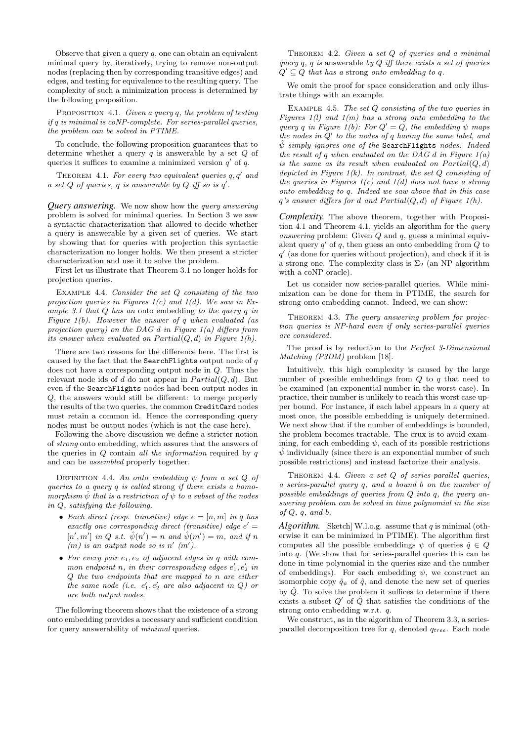Observe that given a query $q$, one can obtain an equivalent minimal query by, iteratively, trying to remove non-output nodes (replacing then by corresponding transitive edges) and edges, and testing for equivalence to the resulting query. The complexity of such a minimization process is determined by the following proposition.

Proposition 4.1. *Given a query $q$, the problem of testing if $q$ is minimal is coNP-complete. For series-parallel queries, the problem can be solved in PTIME.*

To conclude, the following proposition guarantees that to determine whether a query $q$ is answerable by a set $Q$ of queries it suffices to examine a minimized version $q'$ of $q$.

Theorem 4.1. *For every two equivalent queries $q, q'$ and a set $Q$ of queries, $q$ is answerable by $Q$ iff so is $q'$.*

***Query answering.*** We now show how the *query answering* problem is solved for minimal queries. In Section 3 we saw a syntactic characterization that allowed to decide whether a query is answerable by a given set of queries. We start by showing that for queries with projection this syntactic characterization no longer holds. We then present a stricter characterization and use it to solve the problem.

First let us illustrate that Theorem 3.1 no longer holds for projection queries.

Example 4.4. *Consider the set $Q$ consisting of the two projection queries in Figures 1(c) and 1(d). We saw in Example 3.1 that $Q$ has an* onto embedding *to the query $q$ in Figure 1(b). However the answer of $q$ when evaluated (as projection query) on the DAG $d$ in Figure 1(a) differs from its answer when evaluated on $Partial(Q, d)$ in Figure 1(h).*

There are two reasons for the difference here. The first is caused by the fact that the `SearchFlights` output node of $q$ does not have a corresponding output node in $Q$. Thus the relevant node ids of $d$ do not appear in $Partial(Q, d)$. But even if the `SearchFlights` nodes had been output nodes in $Q$, the answers would still be different: to merge properly the results of the two queries, the common `CreditCard` nodes must retain a common id. Hence the corresponding query nodes must be output nodes (which is not the case here).

Following the above discussion we define a stricter notion of *strong* onto embedding, which assures that the answers of the queries in $Q$ contain *all the information* required by $q$ and can be *assembled* properly together.

Definition 4.4. *An onto embedding $\psi$ from a set $Q$ of queries to a query $q$ is called* strong *if there exists a homomorphism $\hat{\psi}$ that is a restriction of $\psi$ to a subset of the nodes in $Q$, satisfying the following.*

- *Each direct (resp. transitive) edge $e = [n, m]$ in $q$ has exactly one corresponding direct (transitive) edge $e' = [n', m']$ in $Q$ s.t. $\hat{\psi}(n') = n$ and $\hat{\psi}(m') = m$, and if $n$ $(m)$ is an output node so is $n'$ $(m')$.*
- *For every pair $e_1, e_2$ of adjacent edges in $q$ with common endpoint $n$, in their corresponding edges $e'_1, e'_2$ in $Q$ the two endpoints that are mapped to $n$ are either the same node (i.e. $e'_1, e'_2$ are also adjacent in $Q$) or are both output nodes.*

The following theorem shows that the existence of a strong onto embedding provides a necessary and sufficient condition for query answerability of *minimal* queries.

Theorem 4.2. *Given a set $Q$ of queries and a minimal query $q$, $q$ is* answerable *by $Q$ iff there exists a set of queries $Q' \subseteq Q$ that has a* strong *onto embedding to $q$.*

We omit the proof for space consideration and only illustrate things with an example.

Example 4.5. *The set $Q$ consisting of the two queries in Figures 1(l) and 1(m) has a strong onto embedding to the query $q$ in Figure 1(b): For $Q' = Q$, the embedding $\psi$ maps the nodes in $Q'$ to the nodes of $q$ having the same label, and $\hat{\psi}$ simply ignores one of the* `SearchFlights` *nodes. Indeed the result of $q$ when evaluated on the DAG $d$ in Figure 1(a) is the same as its result when evaluated on $Partial(Q, d)$ depicted in Figure 1(k). In contrast, the set $Q$ consisting of the queries in Figures 1(c) and 1(d) does not have a strong onto embedding to $q$. Indeed we saw above that in this case $q$'s answer differs for $d$ and $Partial(Q, d)$ of Figure 1(h).*

***Complexity.*** The above theorem, together with Proposition 4.1 and Theorem 4.1, yields an algorithm for the *query answering* problem: Given $Q$ and $q$, guess a minimal equivalent query $q'$ of $q$, then guess an onto embedding from $Q$ to $q'$ (as done for queries without projection), and check if it is a strong one. The complexity class is $\Sigma_2$ (an NP algorithm with a coNP oracle).

Let us consider now series-parallel queries. While minimization can be done for them in PTIME, the search for strong onto embedding cannot. Indeed, we can show:

Theorem 4.3. *The query answering problem for projection queries is NP-hard even if only series-parallel queries are considered.*

The proof is by reduction to the *Perfect 3-Dimensional Matching (P3DM)* problem [18].

Intuitively, this high complexity is caused by the large number of possible embeddings from $Q$ to $q$ that need to be examined (an exponential number in the worst case). In practice, their number is unlikely to reach this worst case upper bound. For instance, if each label appears in a query at most once, the possible embedding is uniquely determined. We next show that if the number of embeddings is bounded, the problem becomes tractable. The crux is to avoid examining, for each embedding $\psi$, each of its possible restrictions $\hat{\psi}$ individually (since there is an exponential number of such possible restrictions) and instead factorize their analysis.

Theorem 4.4. *Given a set $Q$ of series-parallel queries, a series-parallel query $q$, and a bound $b$ on the number of possible embeddings of queries from $Q$ into $q$, the query answering problem can be solved in time polynomial in the size of $Q$, $q$, and $b$.*

***Algorithm.*** [Sketch] W.l.o.g. assume that $q$ is minimal (otherwise it can be minimized in PTIME). The algorithm first computes all the possible embeddings $\psi$ of queries $\hat{q} \in Q$ into $q$. (We show that for series-parallel queries this can be done in time polynomial in the queries size and the number of embeddings). For each embedding $\psi$, we construct an isomorphic copy $\hat{q}_\psi$ of $\hat{q}$, and denote the new set of queries by $\hat{Q}$. To solve the problem it suffices to determine if there exists a subset $Q'$ of $\hat{Q}$ that satisfies the conditions of the strong onto embedding w.r.t. $q$.

We construct, as in the algorithm of Theorem 3.3, a series-parallel decomposition tree for $q$, denoted $q_{tree}$. Each node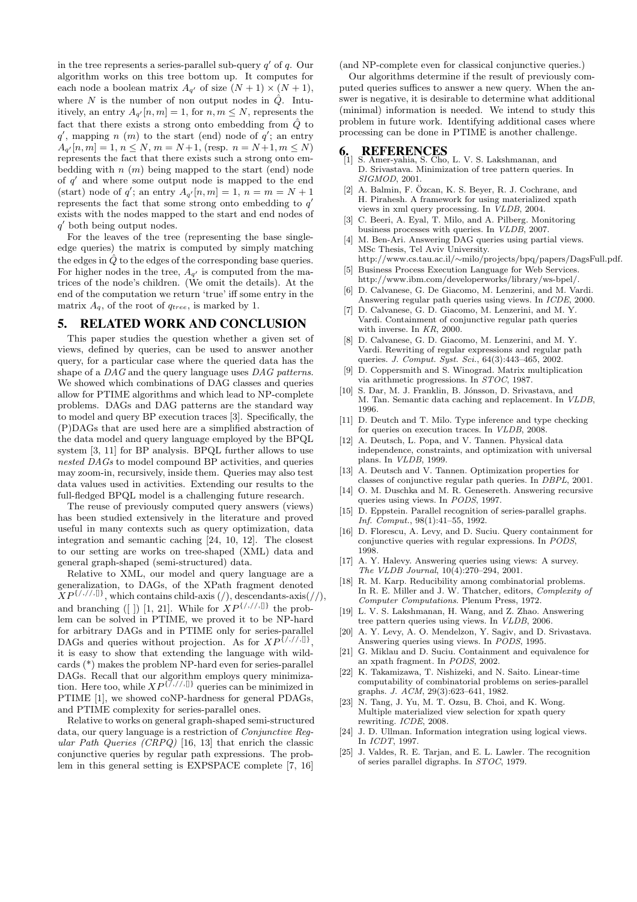in the tree represents a series-parallel sub-query $q'$ of $q$. Our algorithm works on this tree bottom up. It computes for each node a boolean matrix $A_{q'}$ of size $(N+1) \times (N+1)$, where $N$ is the number of non output nodes in $\hat{Q}$. Intuitively, an entry $A_{q'}[n,m] = 1$, for $n, m \leq N$, represents the fact that there exists a strong onto embedding from $\hat{Q}$ to $q'$, mapping $n$ ($m$) to the start (end) node of $q'$; an entry $A_{q'}[n,m] = 1$, $n \leq N$, $m = N+1$, (resp. $n = N+1, m \leq N$) represents the fact that there exists such a strong onto embedding with $n$ ($m$) being mapped to the start (end) node of $q'$ and where some output node is mapped to the end (start) node of $q'$; an entry $A_{q'}[n,m] = 1$, $n = m = N+1$ represents the fact that some strong onto embedding to $q'$ exists with the nodes mapped to the start and end nodes of $q'$ both being output nodes.

For the leaves of the tree (representing the base single-edge queries) the matrix is computed by simply matching the edges in $\hat{Q}$ to the edges of the corresponding base queries. For higher nodes in the tree, $A_{q'}$ is computed from the matrices of the node's children. (We omit the details). At the end of the computation we return 'true' iff some entry in the matrix $A_q$, of the root of $q_{tree}$, is marked by 1.

## 5. RELATED WORK AND CONCLUSION

This paper studies the question whether a given set of views, defined by queries, can be used to answer another query, for a particular case where the queried data has the shape of a *DAG* and the query language uses *DAG patterns*. We showed which combinations of DAG classes and queries allow for PTIME algorithms and which lead to NP-complete problems. DAGs and DAG patterns are the standard way to model and query BP execution traces [3]. Specifically, the (P)DAGs that are used here are a simplified abstraction of the data model and query language employed by the BPQL system [3, 11] for BP analysis. BPQL further allows to use *nested DAGs* to model compound BP activities, and queries may zoom-in, recursively, inside them. Queries may also test data values used in activities. Extending our results to the full-fledged BPQL model is a challenging future research.

The reuse of previously computed query answers (views) has been studied extensively in the literature and proved useful in many contexts such as query optimization, data integration and semantic caching [24, 10, 12]. The closest to our setting are works on tree-shaped (XML) data and general graph-shaped (semi-structured) data.

Relative to XML, our model and query language are a generalization, to DAGs, of the XPath fragment denoted $XP^{\{/,//,[]\}}$, which contains child-axis (/), descendants-axis(//), and branching ([ ]) [1, 21]. While for $XP^{\{/,//,[]\}}$ the problem can be solved in PTIME, we proved it to be NP-hard for arbitrary DAGs and in PTIME only for series-parallel DAGs and queries without projection. As for $XP^{\{/,//,[]\}}$, it is easy to show that extending the language with wildcards (*) makes the problem NP-hard even for series-parallel DAGs. Recall that our algorithm employs query minimization. Here too, while $XP^{\{/,//,[]\}}$ queries can be minimized in PTIME [1], we showed coNP-hardness for general PDAGs, and PTIME complexity for series-parallel ones.

Relative to works on general graph-shaped semi-structured data, our query language is a restriction of *Conjunctive Regular Path Queries (CRPQ)* [16, 13] that enrich the classic conjunctive queries by regular path expressions. The problem in this general setting is EXPSPACE complete [7, 16] (and NP-complete even for classical conjunctive queries.)

Our algorithms determine if the result of previously computed queries suffices to answer a new query. When the answer is negative, it is desirable to determine what additional (minimal) information is needed. We intend to study this problem in future work. Identifying additional cases where processing can be done in PTIME is another challenge.

## 6. REFERENCES

[1] S. Amer-yahia, S. Cho, L. V. S. Lakshmanan, and D. Srivastava. Minimization of tree pattern queries. In *SIGMOD*, 2001.

[2] A. Balmin, F. Özcan, K. S. Beyer, R. J. Cochrane, and H. Pirahesh. A framework for using materialized xpath views in xml query processing. In *VLDB*, 2004.

[3] C. Beeri, A. Eyal, T. Milo, and A. Pilberg. Monitoring business processes with queries. In *VLDB*, 2007.

[4] M. Ben-Ari. Answering DAG queries using partial views. MSc Thesis, Tel Aviv University. http://www.cs.tau.ac.il/∼milo/projects/bpq/papers/DagsFull.pdf.

[5] Business Process Execution Language for Web Services. http://www.ibm.com/developerworks/library/ws-bpel/.

[6] D. Calvanese, G. De Giacomo, M. Lenzerini, and M. Vardi. Answering regular path queries using views. In *ICDE*, 2000.

[7] D. Calvanese, G. D. Giacomo, M. Lenzerini, and M. Y. Vardi. Containment of conjunctive regular path queries with inverse. In *KR*, 2000.

[8] D. Calvanese, G. D. Giacomo, M. Lenzerini, and M. Y. Vardi. Rewriting of regular expressions and regular path queries. *J. Comput. Syst. Sci.*, 64(3):443–465, 2002.

[9] D. Coppersmith and S. Winograd. Matrix multiplication via arithmetic progressions. In *STOC*, 1987.

[10] S. Dar, M. J. Franklin, B. Jónsson, D. Srivastava, and M. Tan. Semantic data caching and replacement. In *VLDB*, 1996.

[11] D. Deutch and T. Milo. Type inference and type checking for queries on execution traces. In *VLDB*, 2008.

[12] A. Deutsch, L. Popa, and V. Tannen. Physical data independence, constraints, and optimization with universal plans. In *VLDB*, 1999.

[13] A. Deutsch and V. Tannen. Optimization properties for classes of conjunctive regular path queries. In *DBPL*, 2001.

[14] O. M. Duschka and M. R. Genesereth. Answering recursive queries using views. In *PODS*, 1997.

[15] D. Eppstein. Parallel recognition of series-parallel graphs. *Inf. Comput.*, 98(1):41–55, 1992.

[16] D. Florescu, A. Levy, and D. Suciu. Query containment for conjunctive queries with regular expressions. In *PODS*, 1998.

[17] A. Y. Halevy. Answering queries using views: A survey. *The VLDB Journal*, 10(4):270–294, 2001.

[18] R. M. Karp. Reducibility among combinatorial problems. In R. E. Miller and J. W. Thatcher, editors, *Complexity of Computer Computations*. Plenum Press, 1972.

[19] L. V. S. Lakshmanan, H. Wang, and Z. Zhao. Answering tree pattern queries using views. In *VLDB*, 2006.

[20] A. Y. Levy, A. O. Mendelzon, Y. Sagiv, and D. Srivastava. Answering queries using views. In *PODS*, 1995.

[21] G. Miklau and D. Suciu. Containment and equivalence for an xpath fragment. In *PODS*, 2002.

[22] K. Takamizawa, T. Nishizeki, and N. Saito. Linear-time computability of combinatorial problems on series-parallel graphs. *J. ACM*, 29(3):623–641, 1982.

[23] N. Tang, J. Yu, M. T. Ozsu, B. Choi, and K. Wong. Multiple materialized view selection for xpath query rewriting. *ICDE*, 2008.

[24] J. D. Ullman. Information integration using logical views. In *ICDT*, 1997.

[25] J. Valdes, R. E. Tarjan, and E. L. Lawler. The recognition of series parallel digraphs. In *STOC*, 1979.